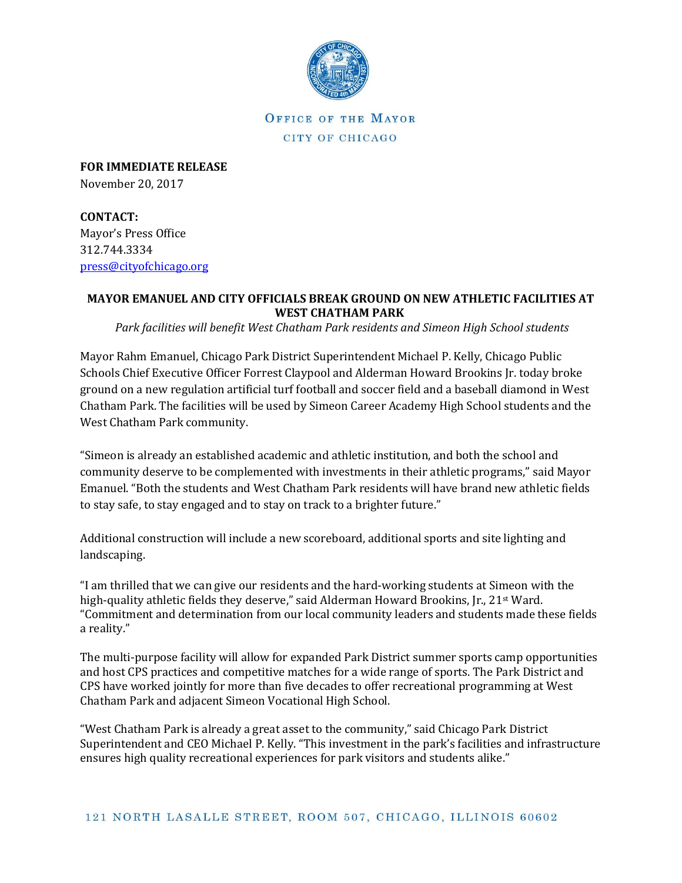OFFICE OF THE MAYOR
CITY OF CHICAGO

**FOR IMMEDIATE RELEASE**
November 20, 2017

**CONTACT:**
Mayor's Press Office
312.744.3334
press@cityofchicago.org

**MAYOR EMANUEL AND CITY OFFICIALS BREAK GROUND ON NEW ATHLETIC FACILITIES AT WEST CHATHAM PARK**

*Park facilities will benefit West Chatham Park residents and Simeon High School students*

Mayor Rahm Emanuel, Chicago Park District Superintendent Michael P. Kelly, Chicago Public Schools Chief Executive Officer Forrest Claypool and Alderman Howard Brookins Jr. today broke ground on a new regulation artificial turf football and soccer field and a baseball diamond in West Chatham Park. The facilities will be used by Simeon Career Academy High School students and the West Chatham Park community.

"Simeon is already an established academic and athletic institution, and both the school and community deserve to be complemented with investments in their athletic programs," said Mayor Emanuel. "Both the students and West Chatham Park residents will have brand new athletic fields to stay safe, to stay engaged and to stay on track to a brighter future."

Additional construction will include a new scoreboard, additional sports and site lighting and landscaping.

"I am thrilled that we can give our residents and the hard-working students at Simeon with the high-quality athletic fields they deserve," said Alderman Howard Brookins, Jr., 21st Ward. "Commitment and determination from our local community leaders and students made these fields a reality."

The multi-purpose facility will allow for expanded Park District summer sports camp opportunities and host CPS practices and competitive matches for a wide range of sports. The Park District and CPS have worked jointly for more than five decades to offer recreational programming at West Chatham Park and adjacent Simeon Vocational High School.

"West Chatham Park is already a great asset to the community," said Chicago Park District Superintendent and CEO Michael P. Kelly. "This investment in the park's facilities and infrastructure ensures high quality recreational experiences for park visitors and students alike."

121 NORTH LASALLE STREET, ROOM 507, CHICAGO, ILLINOIS 60602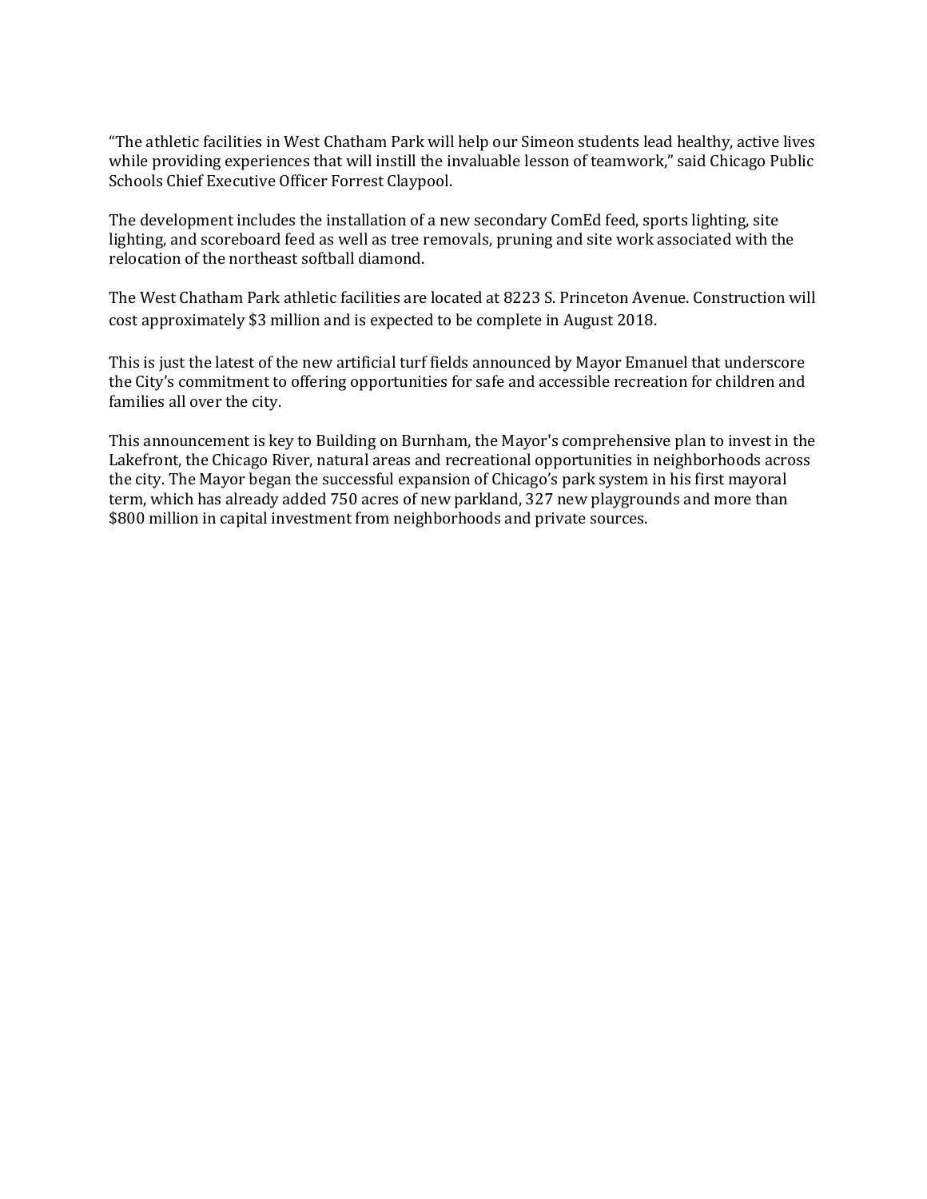"The athletic facilities in West Chatham Park will help our Simeon students lead healthy, active lives while providing experiences that will instill the invaluable lesson of teamwork," said Chicago Public Schools Chief Executive Officer Forrest Claypool.

The development includes the installation of a new secondary ComEd feed, sports lighting, site lighting, and scoreboard feed as well as tree removals, pruning and site work associated with the relocation of the northeast softball diamond.

The West Chatham Park athletic facilities are located at 8223 S. Princeton Avenue. Construction will cost approximately $3 million and is expected to be complete in August 2018.

This is just the latest of the new artificial turf fields announced by Mayor Emanuel that underscore the City's commitment to offering opportunities for safe and accessible recreation for children and families all over the city.

This announcement is key to Building on Burnham, the Mayor's comprehensive plan to invest in the Lakefront, the Chicago River, natural areas and recreational opportunities in neighborhoods across the city. The Mayor began the successful expansion of Chicago's park system in his first mayoral term, which has already added 750 acres of new parkland, 327 new playgrounds and more than $800 million in capital investment from neighborhoods and private sources.